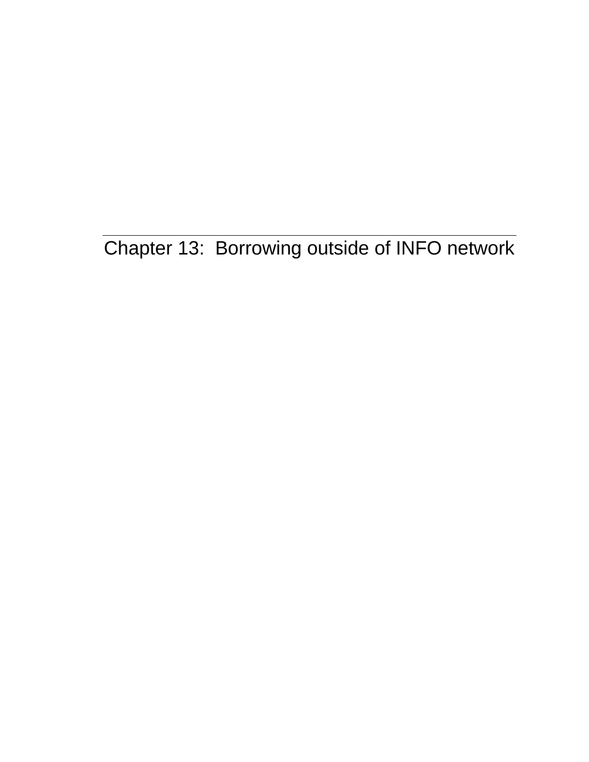# Chapter 13:  Borrowing outside of INFO network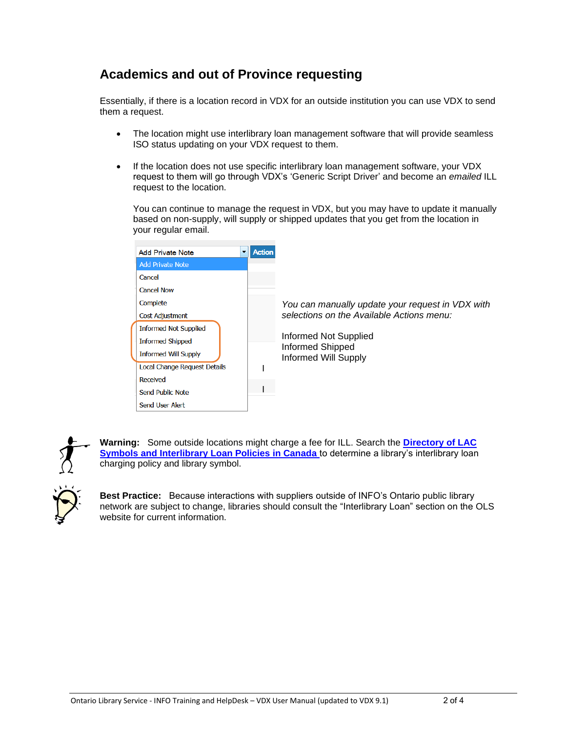## Academics and out of Province requesting

Essentially, if there is a location record in VDX for an outside institution you can use VDX to send them a request.

- The location might use interlibrary loan management software that will provide seamless ISO status updating on your VDX request to them.
- If the location does not use specific interlibrary loan management software, your VDX request to them will go through VDX's 'Generic Script Driver' and become an *emailed* ILL request to the location.

  You can continue to manage the request in VDX, but you may have to update it manually based on non-supply, will supply or shipped updates that you get from the location in your regular email.

*You can manually update your request in VDX with selections on the Available Actions menu:*

Informed Not Supplied
Informed Shipped
Informed Will Supply

**Warning:** Some outside locations might charge a fee for ILL. Search the **Directory of LAC Symbols and Interlibrary Loan Policies in Canada** to determine a library's interlibrary loan charging policy and library symbol.

**Best Practice:** Because interactions with suppliers outside of INFO's Ontario public library network are subject to change, libraries should consult the "Interlibrary Loan" section on the OLS website for current information.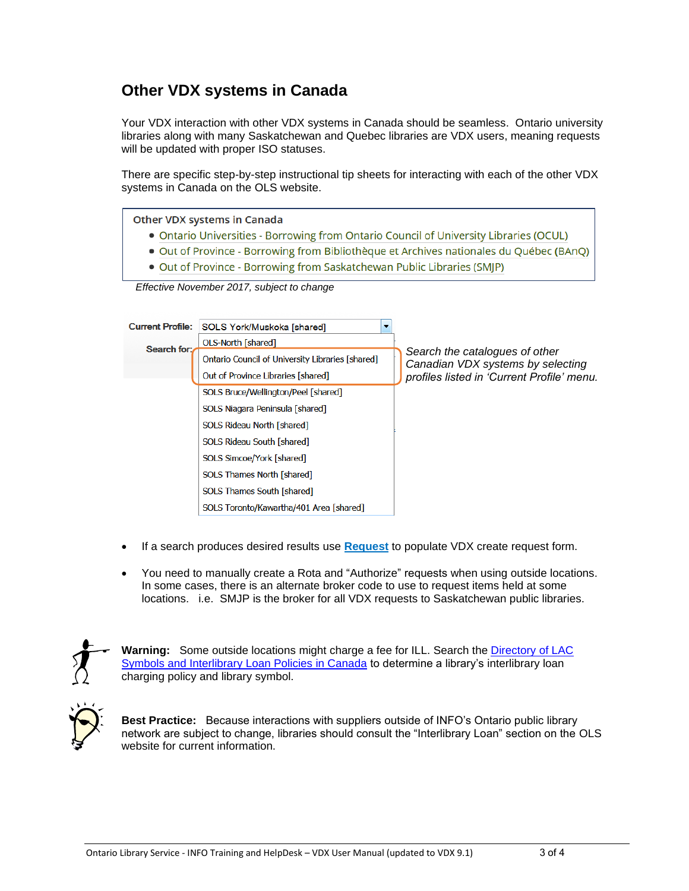## Other VDX systems in Canada

Your VDX interaction with other VDX systems in Canada should be seamless. Ontario university libraries along with many Saskatchewan and Quebec libraries are VDX users, meaning requests will be updated with proper ISO statuses.

There are specific step-by-step instructional tip sheets for interacting with each of the other VDX systems in Canada on the OLS website.

Other VDX systems in Canada

- Ontario Universities - Borrowing from Ontario Council of University Libraries (OCUL)
- Out of Province - Borrowing from Bibliothèque et Archives nationales du Québec (BAnQ)
- Out of Province - Borrowing from Saskatchewan Public Libraries (SMJP)

*Effective November 2017, subject to change*

Current Profile: SOLS York/Muskoka [shared]

Search for:

- OLS-North [shared]
- Ontario Council of University Libraries [shared]
- Out of Province Libraries [shared]
- SOLS Bruce/Wellington/Peel [shared]
- SOLS Niagara Peninsula [shared]
- SOLS Rideau North [shared]
- SOLS Rideau South [shared]
- SOLS Simcoe/York [shared]
- SOLS Thames North [shared]
- SOLS Thames South [shared]
- SOLS Toronto/Kawartha/401 Area [shared]

*Search the catalogues of other Canadian VDX systems by selecting profiles listed in 'Current Profile' menu.*

- If a search produces desired results use **Request** to populate VDX create request form.
- You need to manually create a Rota and "Authorize" requests when using outside locations. In some cases, there is an alternate broker code to use to request items held at some locations. i.e. SMJP is the broker for all VDX requests to Saskatchewan public libraries.

**Warning:** Some outside locations might charge a fee for ILL. Search the Directory of LAC Symbols and Interlibrary Loan Policies in Canada to determine a library's interlibrary loan charging policy and library symbol.

**Best Practice:** Because interactions with suppliers outside of INFO's Ontario public library network are subject to change, libraries should consult the "Interlibrary Loan" section on the OLS website for current information.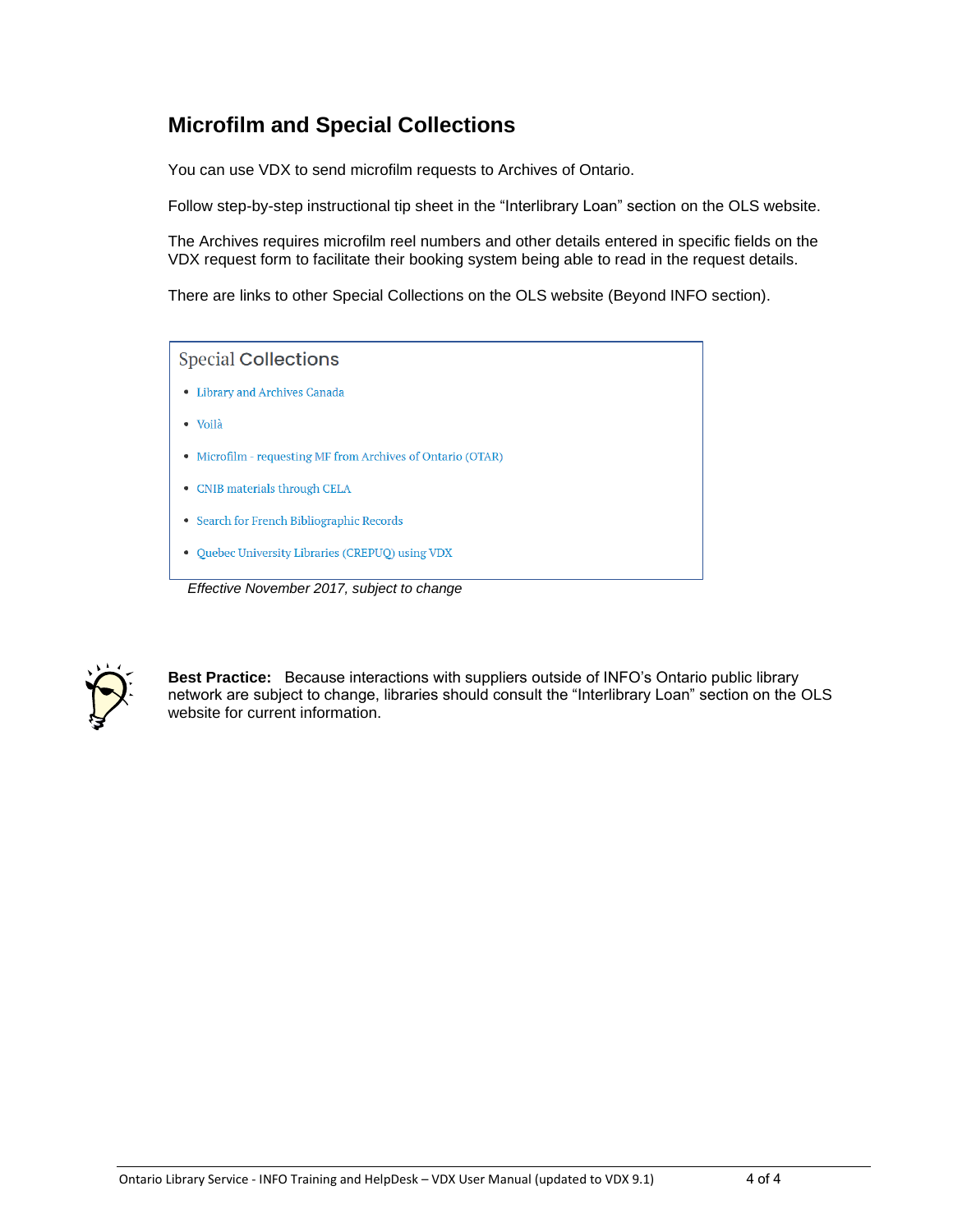## Microfilm and Special Collections

You can use VDX to send microfilm requests to Archives of Ontario.

Follow step-by-step instructional tip sheet in the “Interlibrary Loan” section on the OLS website.

The Archives requires microfilm reel numbers and other details entered in specific fields on the VDX request form to facilitate their booking system being able to read in the request details.

There are links to other Special Collections on the OLS website (Beyond INFO section).

Special Collections

- Library and Archives Canada
- Voilà
- Microfilm - requesting MF from Archives of Ontario (OTAR)
- CNIB materials through CELA
- Search for French Bibliographic Records
- Quebec University Libraries (CREPUQ) using VDX

*Effective November 2017, subject to change*

**Best Practice:** Because interactions with suppliers outside of INFO’s Ontario public library network are subject to change, libraries should consult the “Interlibrary Loan” section on the OLS website for current information.